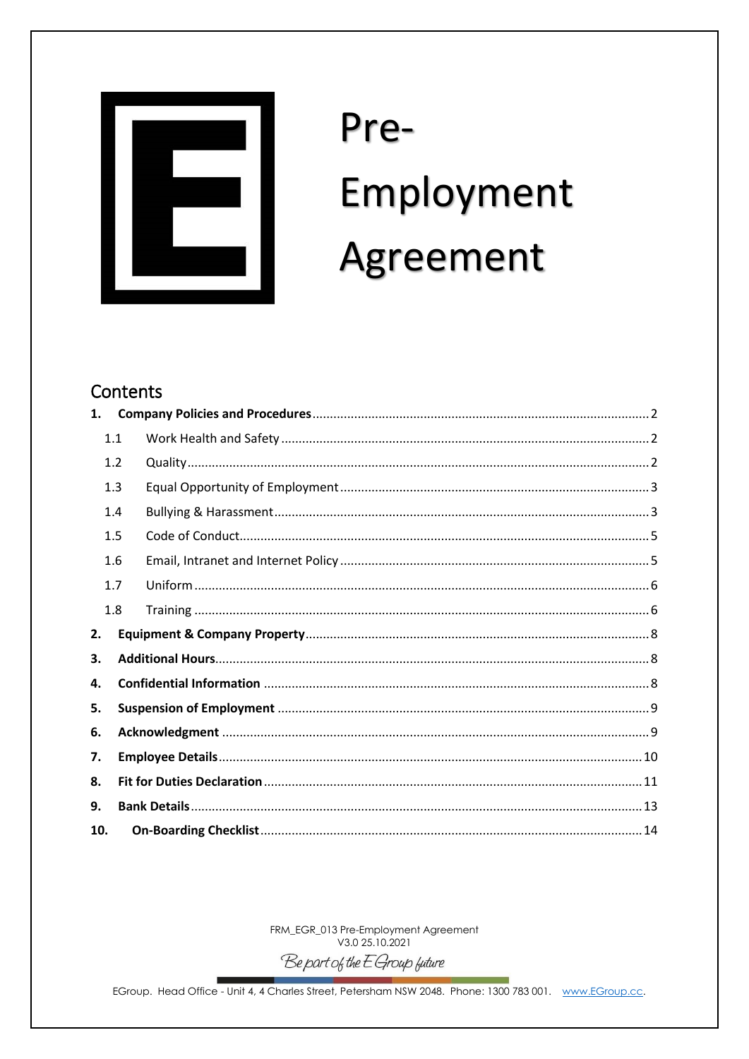# Pre-Employment Agreement

## Contents

1. **Company Policies and Procedures** ..... 2
   - 1.1 Work Health and Safety ..... 2
   - 1.2 Quality ..... 2
   - 1.3 Equal Opportunity of Employment ..... 3
   - 1.4 Bullying & Harassment ..... 3
   - 1.5 Code of Conduct ..... 5
   - 1.6 Email, Intranet and Internet Policy ..... 5
   - 1.7 Uniform ..... 6
   - 1.8 Training ..... 6
2. **Equipment & Company Property** ..... 8
3. **Additional Hours** ..... 8
4. **Confidential Information** ..... 8
5. **Suspension of Employment** ..... 9
6. **Acknowledgment** ..... 9
7. **Employee Details** ..... 10
8. **Fit for Duties Declaration** ..... 11
9. **Bank Details** ..... 13
10. **On-Boarding Checklist** ..... 14

FRM_EGR_013 Pre-Employment Agreement
V3.0 25.10.2021

*Be part of the EGroup future*

EGroup. Head Office - Unit 4, 4 Charles Street, Petersham NSW 2048. Phone: 1300 783 001. www.EGroup.cc.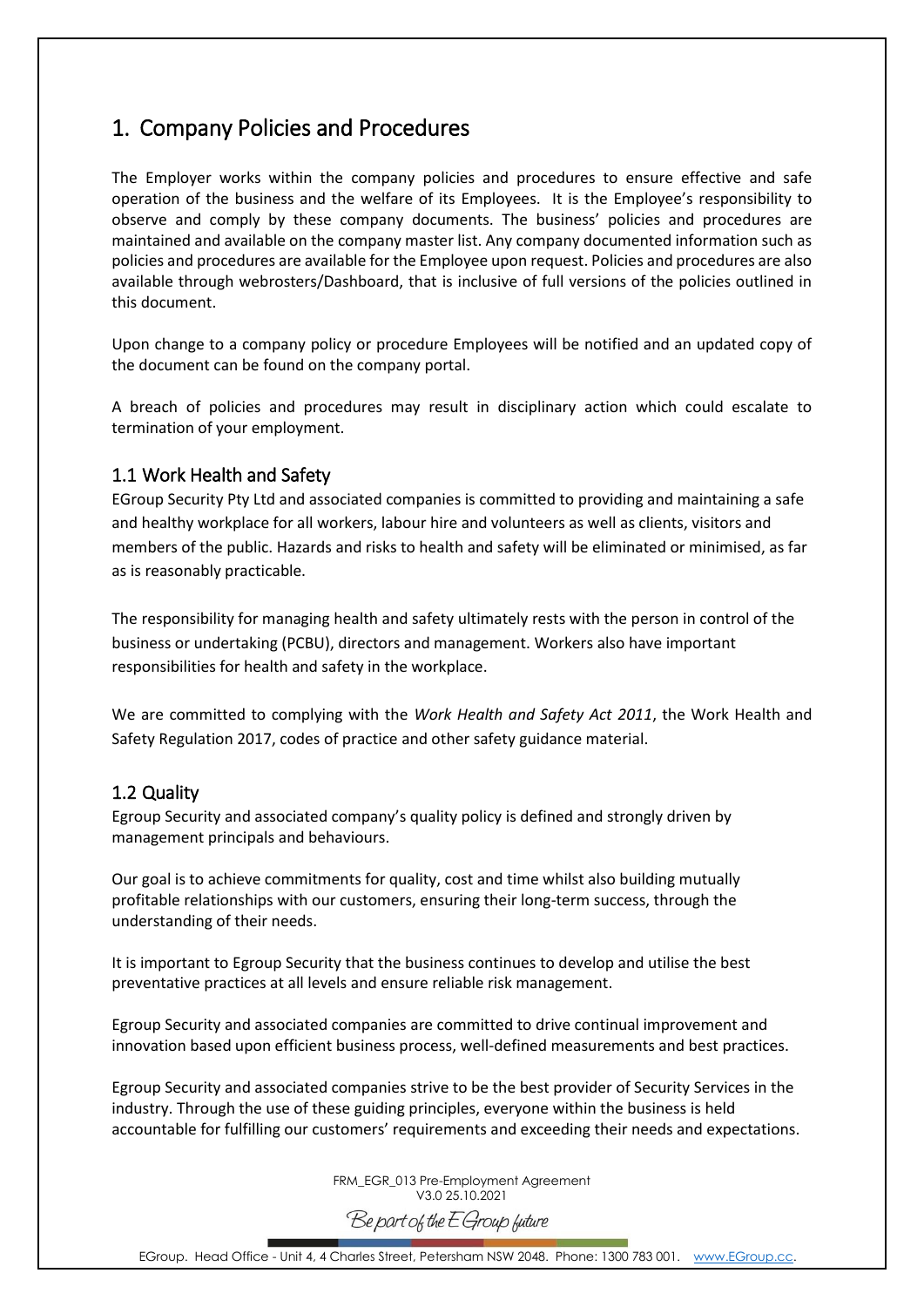# 1. Company Policies and Procedures

The Employer works within the company policies and procedures to ensure effective and safe operation of the business and the welfare of its Employees. It is the Employee's responsibility to observe and comply by these company documents. The business' policies and procedures are maintained and available on the company master list. Any company documented information such as policies and procedures are available for the Employee upon request. Policies and procedures are also available through webrosters/Dashboard, that is inclusive of full versions of the policies outlined in this document.

Upon change to a company policy or procedure Employees will be notified and an updated copy of the document can be found on the company portal.

A breach of policies and procedures may result in disciplinary action which could escalate to termination of your employment.

## 1.1 Work Health and Safety

EGroup Security Pty Ltd and associated companies is committed to providing and maintaining a safe and healthy workplace for all workers, labour hire and volunteers as well as clients, visitors and members of the public. Hazards and risks to health and safety will be eliminated or minimised, as far as is reasonably practicable.

The responsibility for managing health and safety ultimately rests with the person in control of the business or undertaking (PCBU), directors and management. Workers also have important responsibilities for health and safety in the workplace.

We are committed to complying with the *Work Health and Safety Act 2011*, the Work Health and Safety Regulation 2017, codes of practice and other safety guidance material.

## 1.2 Quality

Egroup Security and associated company's quality policy is defined and strongly driven by management principals and behaviours.

Our goal is to achieve commitments for quality, cost and time whilst also building mutually profitable relationships with our customers, ensuring their long-term success, through the understanding of their needs.

It is important to Egroup Security that the business continues to develop and utilise the best preventative practices at all levels and ensure reliable risk management.

Egroup Security and associated companies are committed to drive continual improvement and innovation based upon efficient business process, well-defined measurements and best practices.

Egroup Security and associated companies strive to be the best provider of Security Services in the industry. Through the use of these guiding principles, everyone within the business is held accountable for fulfilling our customers' requirements and exceeding their needs and expectations.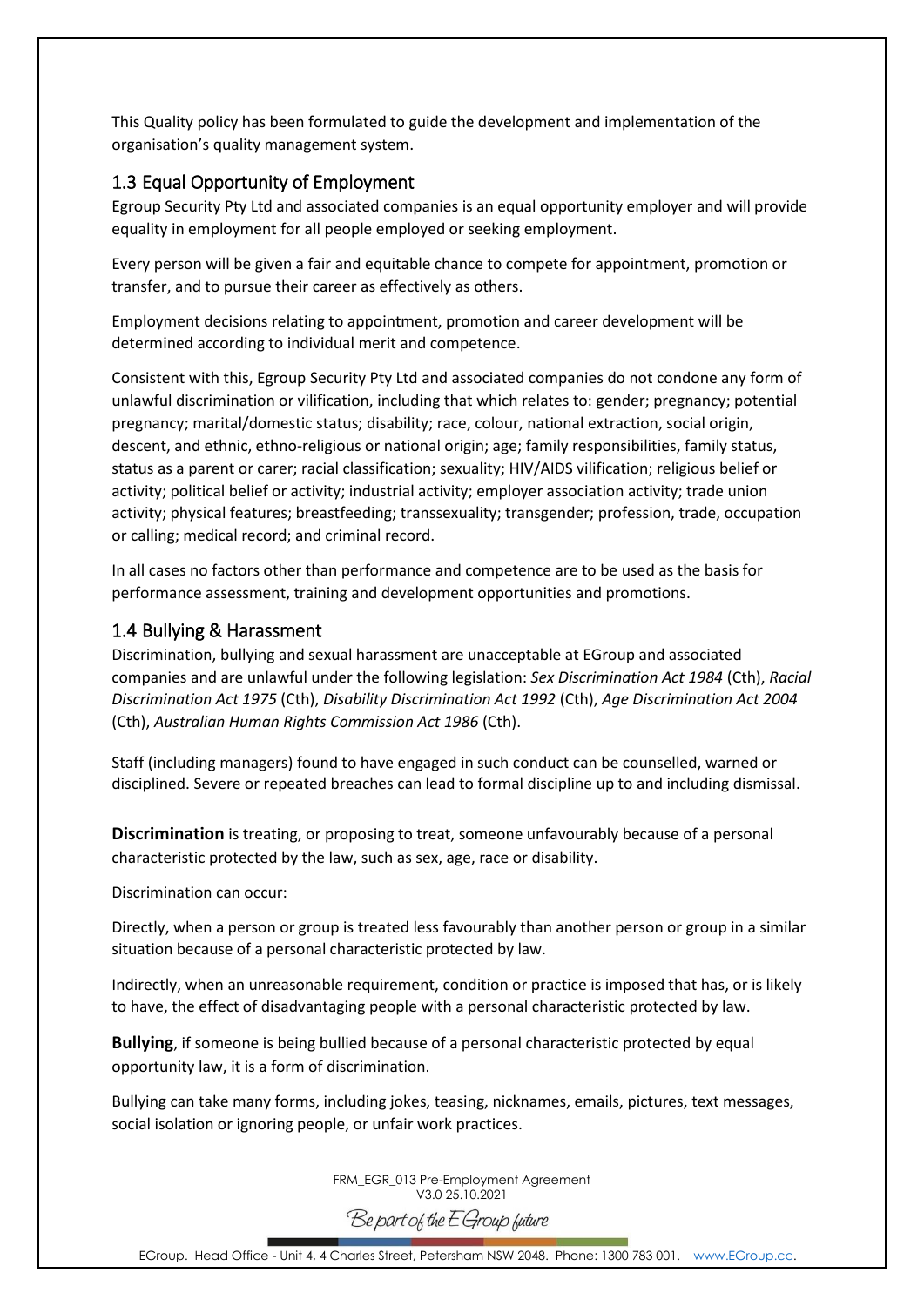This Quality policy has been formulated to guide the development and implementation of the organisation's quality management system.

## 1.3 Equal Opportunity of Employment

Egroup Security Pty Ltd and associated companies is an equal opportunity employer and will provide equality in employment for all people employed or seeking employment.

Every person will be given a fair and equitable chance to compete for appointment, promotion or transfer, and to pursue their career as effectively as others.

Employment decisions relating to appointment, promotion and career development will be determined according to individual merit and competence.

Consistent with this, Egroup Security Pty Ltd and associated companies do not condone any form of unlawful discrimination or vilification, including that which relates to: gender; pregnancy; potential pregnancy; marital/domestic status; disability; race, colour, national extraction, social origin, descent, and ethnic, ethno-religious or national origin; age; family responsibilities, family status, status as a parent or carer; racial classification; sexuality; HIV/AIDS vilification; religious belief or activity; political belief or activity; industrial activity; employer association activity; trade union activity; physical features; breastfeeding; transsexuality; transgender; profession, trade, occupation or calling; medical record; and criminal record.

In all cases no factors other than performance and competence are to be used as the basis for performance assessment, training and development opportunities and promotions.

## 1.4 Bullying & Harassment

Discrimination, bullying and sexual harassment are unacceptable at EGroup and associated companies and are unlawful under the following legislation: *Sex Discrimination Act 1984* (Cth), *Racial Discrimination Act 1975* (Cth), *Disability Discrimination Act 1992* (Cth), *Age Discrimination Act 2004* (Cth), *Australian Human Rights Commission Act 1986* (Cth).

Staff (including managers) found to have engaged in such conduct can be counselled, warned or disciplined. Severe or repeated breaches can lead to formal discipline up to and including dismissal.

**Discrimination** is treating, or proposing to treat, someone unfavourably because of a personal characteristic protected by the law, such as sex, age, race or disability.

Discrimination can occur:

Directly, when a person or group is treated less favourably than another person or group in a similar situation because of a personal characteristic protected by law.

Indirectly, when an unreasonable requirement, condition or practice is imposed that has, or is likely to have, the effect of disadvantaging people with a personal characteristic protected by law.

**Bullying**, if someone is being bullied because of a personal characteristic protected by equal opportunity law, it is a form of discrimination.

Bullying can take many forms, including jokes, teasing, nicknames, emails, pictures, text messages, social isolation or ignoring people, or unfair work practices.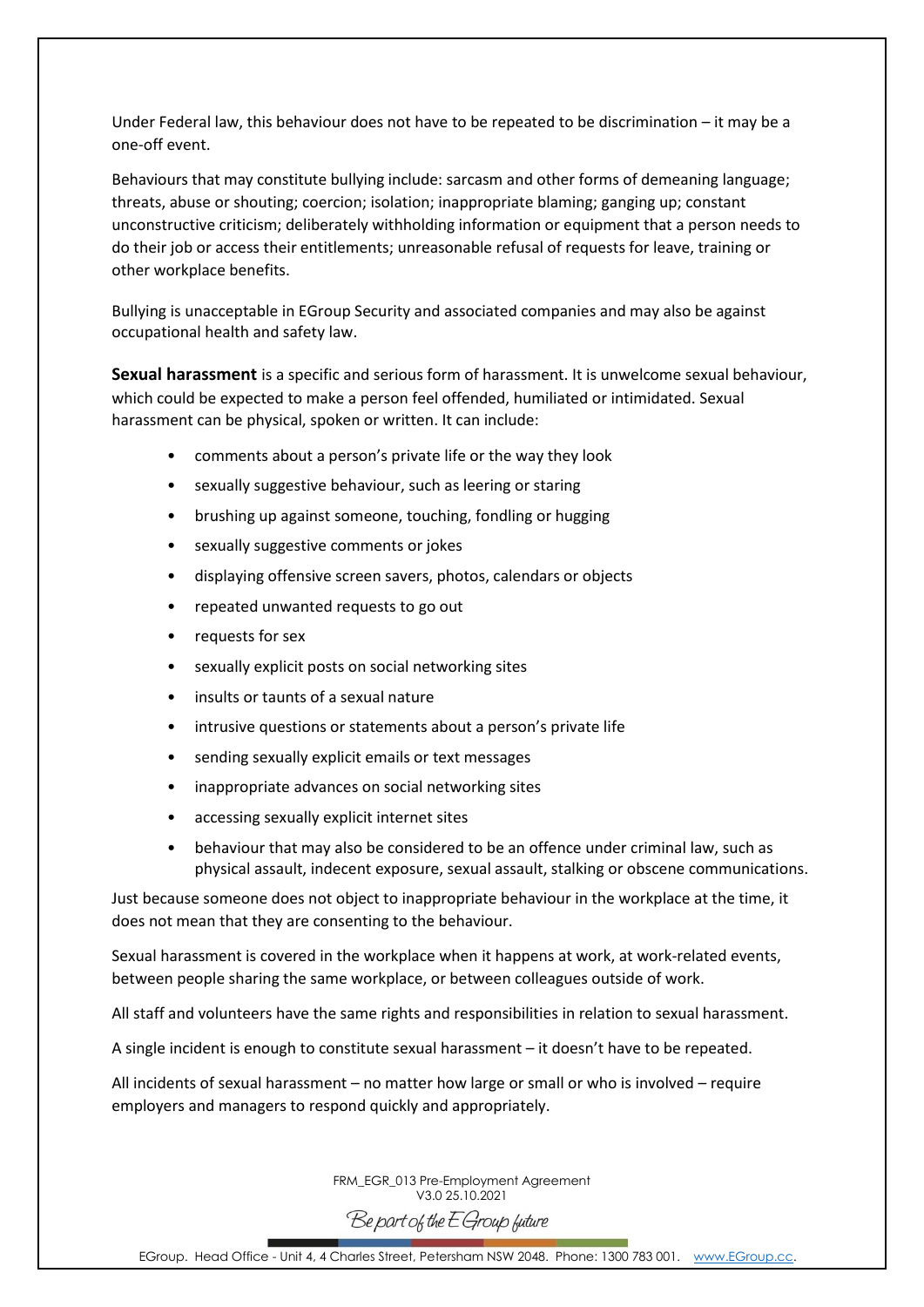Under Federal law, this behaviour does not have to be repeated to be discrimination – it may be a one-off event.

Behaviours that may constitute bullying include: sarcasm and other forms of demeaning language; threats, abuse or shouting; coercion; isolation; inappropriate blaming; ganging up; constant unconstructive criticism; deliberately withholding information or equipment that a person needs to do their job or access their entitlements; unreasonable refusal of requests for leave, training or other workplace benefits.

Bullying is unacceptable in EGroup Security and associated companies and may also be against occupational health and safety law.

**Sexual harassment** is a specific and serious form of harassment. It is unwelcome sexual behaviour, which could be expected to make a person feel offended, humiliated or intimidated. Sexual harassment can be physical, spoken or written. It can include:

- comments about a person's private life or the way they look
- sexually suggestive behaviour, such as leering or staring
- brushing up against someone, touching, fondling or hugging
- sexually suggestive comments or jokes
- displaying offensive screen savers, photos, calendars or objects
- repeated unwanted requests to go out
- requests for sex
- sexually explicit posts on social networking sites
- insults or taunts of a sexual nature
- intrusive questions or statements about a person's private life
- sending sexually explicit emails or text messages
- inappropriate advances on social networking sites
- accessing sexually explicit internet sites
- behaviour that may also be considered to be an offence under criminal law, such as physical assault, indecent exposure, sexual assault, stalking or obscene communications.

Just because someone does not object to inappropriate behaviour in the workplace at the time, it does not mean that they are consenting to the behaviour.

Sexual harassment is covered in the workplace when it happens at work, at work-related events, between people sharing the same workplace, or between colleagues outside of work.

All staff and volunteers have the same rights and responsibilities in relation to sexual harassment.

A single incident is enough to constitute sexual harassment – it doesn't have to be repeated.

All incidents of sexual harassment – no matter how large or small or who is involved – require employers and managers to respond quickly and appropriately.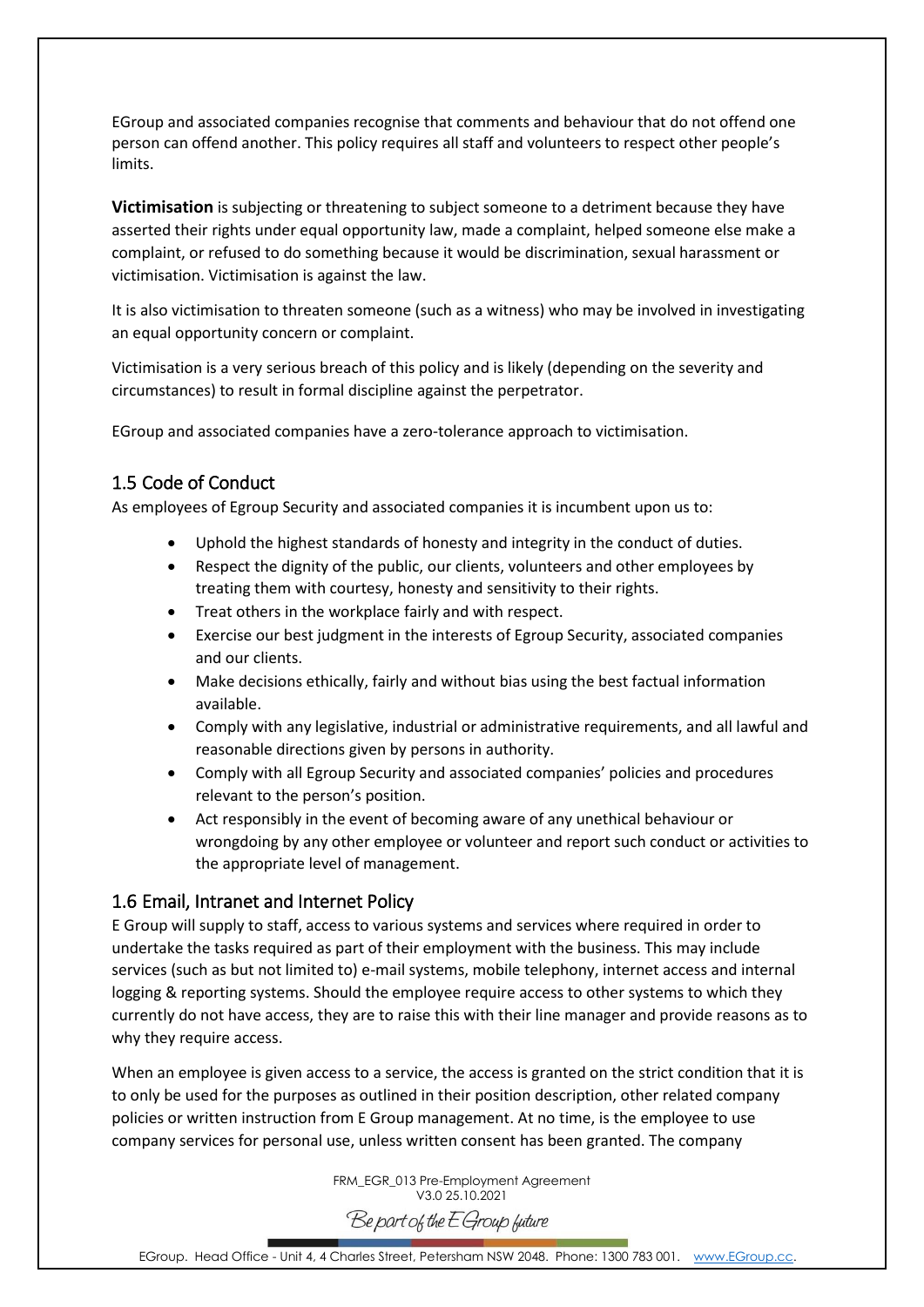EGroup and associated companies recognise that comments and behaviour that do not offend one person can offend another. This policy requires all staff and volunteers to respect other people's limits.

**Victimisation** is subjecting or threatening to subject someone to a detriment because they have asserted their rights under equal opportunity law, made a complaint, helped someone else make a complaint, or refused to do something because it would be discrimination, sexual harassment or victimisation. Victimisation is against the law.

It is also victimisation to threaten someone (such as a witness) who may be involved in investigating an equal opportunity concern or complaint.

Victimisation is a very serious breach of this policy and is likely (depending on the severity and circumstances) to result in formal discipline against the perpetrator.

EGroup and associated companies have a zero-tolerance approach to victimisation.

## 1.5 Code of Conduct

As employees of Egroup Security and associated companies it is incumbent upon us to:

- Uphold the highest standards of honesty and integrity in the conduct of duties.
- Respect the dignity of the public, our clients, volunteers and other employees by treating them with courtesy, honesty and sensitivity to their rights.
- Treat others in the workplace fairly and with respect.
- Exercise our best judgment in the interests of Egroup Security, associated companies and our clients.
- Make decisions ethically, fairly and without bias using the best factual information available.
- Comply with any legislative, industrial or administrative requirements, and all lawful and reasonable directions given by persons in authority.
- Comply with all Egroup Security and associated companies' policies and procedures relevant to the person's position.
- Act responsibly in the event of becoming aware of any unethical behaviour or wrongdoing by any other employee or volunteer and report such conduct or activities to the appropriate level of management.

## 1.6 Email, Intranet and Internet Policy

E Group will supply to staff, access to various systems and services where required in order to undertake the tasks required as part of their employment with the business. This may include services (such as but not limited to) e-mail systems, mobile telephony, internet access and internal logging & reporting systems. Should the employee require access to other systems to which they currently do not have access, they are to raise this with their line manager and provide reasons as to why they require access.

When an employee is given access to a service, the access is granted on the strict condition that it is to only be used for the purposes as outlined in their position description, other related company policies or written instruction from E Group management. At no time, is the employee to use company services for personal use, unless written consent has been granted. The company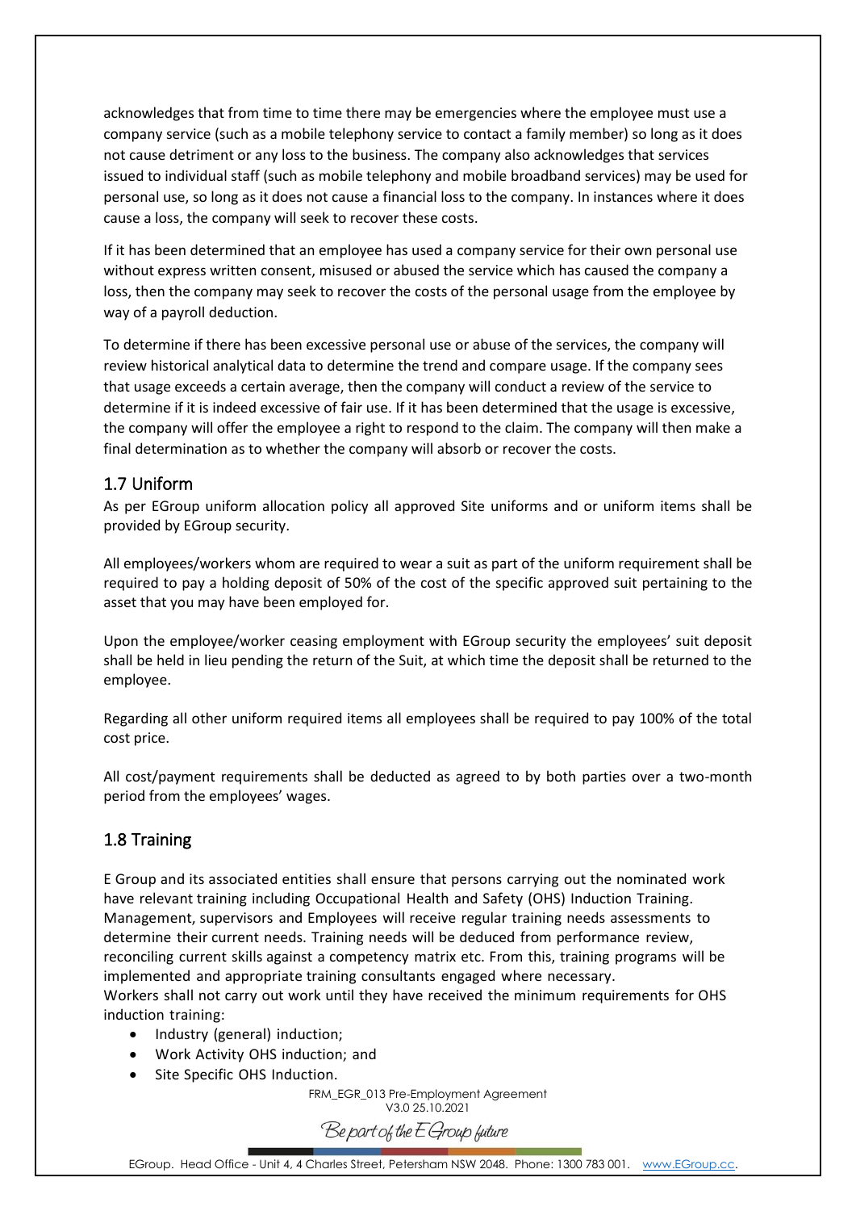acknowledges that from time to time there may be emergencies where the employee must use a company service (such as a mobile telephony service to contact a family member) so long as it does not cause detriment or any loss to the business. The company also acknowledges that services issued to individual staff (such as mobile telephony and mobile broadband services) may be used for personal use, so long as it does not cause a financial loss to the company. In instances where it does cause a loss, the company will seek to recover these costs.

If it has been determined that an employee has used a company service for their own personal use without express written consent, misused or abused the service which has caused the company a loss, then the company may seek to recover the costs of the personal usage from the employee by way of a payroll deduction.

To determine if there has been excessive personal use or abuse of the services, the company will review historical analytical data to determine the trend and compare usage. If the company sees that usage exceeds a certain average, then the company will conduct a review of the service to determine if it is indeed excessive of fair use. If it has been determined that the usage is excessive, the company will offer the employee a right to respond to the claim. The company will then make a final determination as to whether the company will absorb or recover the costs.

## 1.7 Uniform

As per EGroup uniform allocation policy all approved Site uniforms and or uniform items shall be provided by EGroup security.

All employees/workers whom are required to wear a suit as part of the uniform requirement shall be required to pay a holding deposit of 50% of the cost of the specific approved suit pertaining to the asset that you may have been employed for.

Upon the employee/worker ceasing employment with EGroup security the employees' suit deposit shall be held in lieu pending the return of the Suit, at which time the deposit shall be returned to the employee.

Regarding all other uniform required items all employees shall be required to pay 100% of the total cost price.

All cost/payment requirements shall be deducted as agreed to by both parties over a two-month period from the employees' wages.

## 1.8 Training

E Group and its associated entities shall ensure that persons carrying out the nominated work have relevant training including Occupational Health and Safety (OHS) Induction Training. Management, supervisors and Employees will receive regular training needs assessments to determine their current needs. Training needs will be deduced from performance review, reconciling current skills against a competency matrix etc. From this, training programs will be implemented and appropriate training consultants engaged where necessary.
Workers shall not carry out work until they have received the minimum requirements for OHS induction training:

- Industry (general) induction;
- Work Activity OHS induction; and
- Site Specific OHS Induction.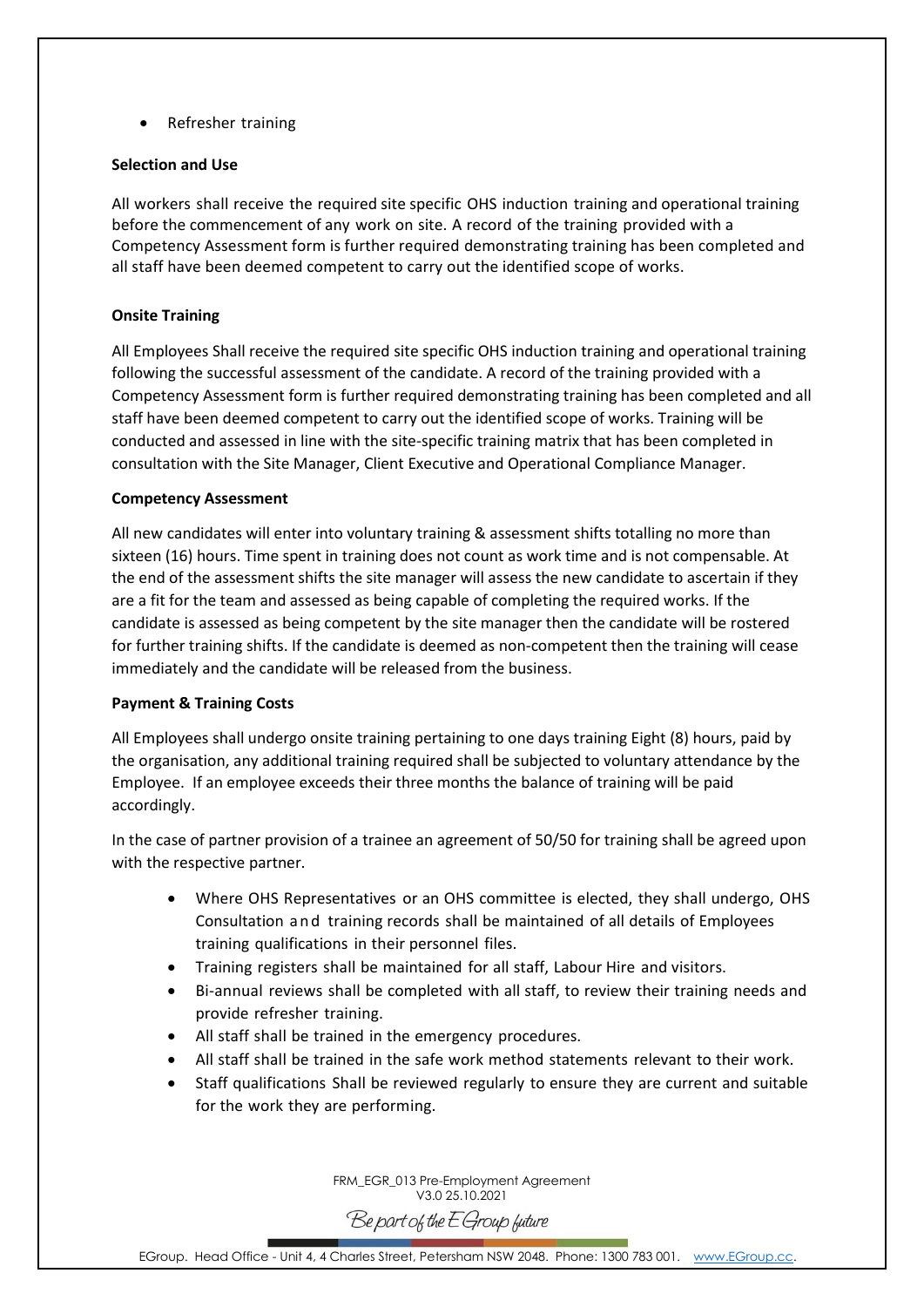- Refresher training

**Selection and Use**

All workers shall receive the required site specific OHS induction training and operational training before the commencement of any work on site. A record of the training provided with a Competency Assessment form is further required demonstrating training has been completed and all staff have been deemed competent to carry out the identified scope of works.

**Onsite Training**

All Employees Shall receive the required site specific OHS induction training and operational training following the successful assessment of the candidate. A record of the training provided with a Competency Assessment form is further required demonstrating training has been completed and all staff have deemed competent to carry out the identified scope of works. Training will be conducted and assessed in line with the site-specific training matrix that has been completed in consultation with the Site Manager, Client Executive and Operational Compliance Manager.

**Competency Assessment**

All new candidates will enter into voluntary training & assessment shifts totalling no more than sixteen (16) hours. Time spent in training does not count as work time and is not compensable. At the end of the assessment shifts the site manager will assess the new candidate to ascertain if they are a fit for the team and assessed as being capable of completing the required works. If the candidate is assessed as being competent by the site manager then the candidate will be rostered for further training shifts. If the candidate is deemed as non-competent then the training will cease immediately and the candidate will be released from the business.

**Payment & Training Costs**

All Employees shall undergo onsite training pertaining to one days training Eight (8) hours, paid by the organisation, any additional training required shall be subjected to voluntary attendance by the Employee. If an employee exceeds their three months the balance of training will be paid accordingly.

In the case of partner provision of a trainee an agreement of 50/50 for training shall be agreed upon with the respective partner.

- Where OHS Representatives or an OHS committee is elected, they shall undergo, OHS Consultation and training records shall be maintained of all details of Employees training qualifications in their personnel files.
- Training registers shall be maintained for all staff, Labour Hire and visitors.
- Bi-annual reviews shall be completed with all staff, to review their training needs and provide refresher training.
- All staff shall be trained in the emergency procedures.
- All staff shall be trained in the safe work method statements relevant to their work.
- Staff qualifications Shall be reviewed regularly to ensure they are current and suitable for the work they are performing.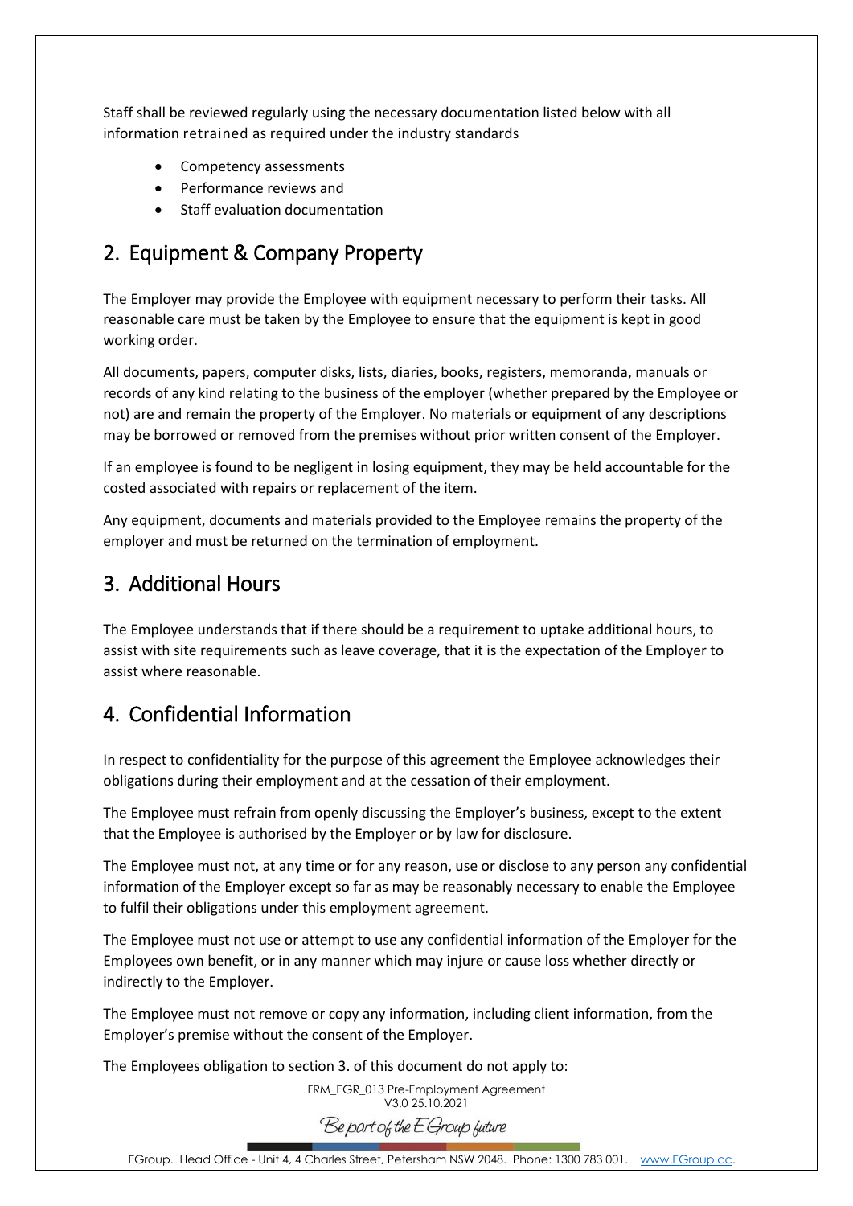Staff shall be reviewed regularly using the necessary documentation listed below with all information retrained as required under the industry standards

- Competency assessments
- Performance reviews and
- Staff evaluation documentation

## 2. Equipment & Company Property

The Employer may provide the Employee with equipment necessary to perform their tasks. All reasonable care must be taken by the Employee to ensure that the equipment is kept in good working order.

All documents, papers, computer disks, lists, diaries, books, registers, memoranda, manuals or records of any kind relating to the business of the employer (whether prepared by the Employee or not) are and remain the property of the Employer. No materials or equipment of any descriptions may be borrowed or removed from the premises without prior written consent of the Employer.

If an employee is found to be negligent in losing equipment, they may be held accountable for the costed associated with repairs or replacement of the item.

Any equipment, documents and materials provided to the Employee remains the property of the employer and must be returned on the termination of employment.

## 3. Additional Hours

The Employee understands that if there should be a requirement to uptake additional hours, to assist with site requirements such as leave coverage, that it is the expectation of the Employer to assist where reasonable.

## 4. Confidential Information

In respect to confidentiality for the purpose of this agreement the Employee acknowledges their obligations during their employment and at the cessation of their employment.

The Employee must refrain from openly discussing the Employer's business, except to the extent that the Employee is authorised by the Employer or by law for disclosure.

The Employee must not, at any time or for any reason, use or disclose to any person any confidential information of the Employer except so far as may be reasonably necessary to enable the Employee to fulfil their obligations under this employment agreement.

The Employee must not use or attempt to use any confidential information of the Employer for the Employees own benefit, or in any manner which may injure or cause loss whether directly or indirectly to the Employer.

The Employee must not remove or copy any information, including client information, from the Employer's premise without the consent of the Employer.

The Employees obligation to section 3. of this document do not apply to: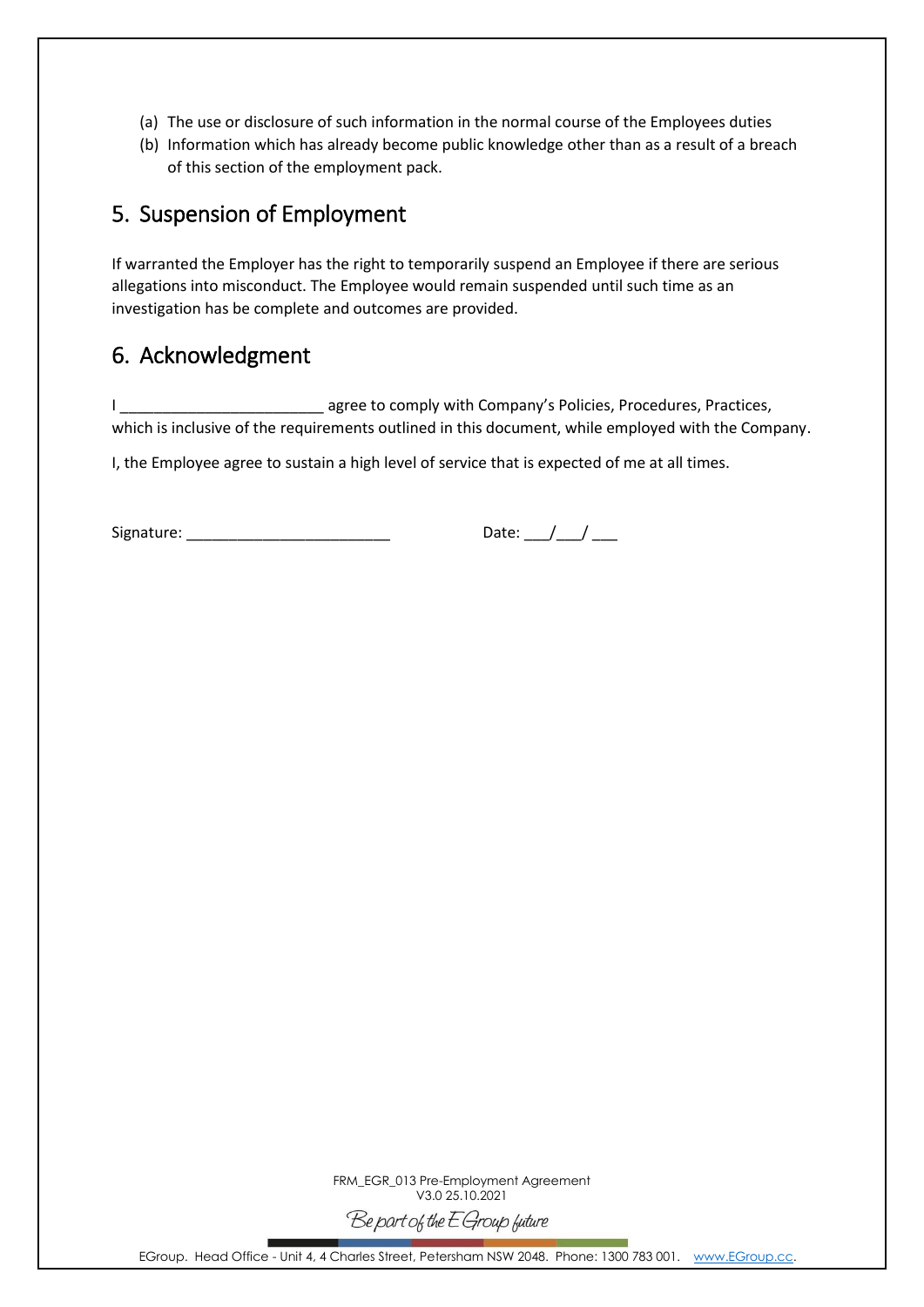(a) The use or disclosure of such information in the normal course of the Employees duties
(b) Information which has already become public knowledge other than as a result of a breach of this section of the employment pack.

## 5. Suspension of Employment

If warranted the Employer has the right to temporarily suspend an Employee if there are serious allegations into misconduct. The Employee would remain suspended until such time as an investigation has be complete and outcomes are provided.

## 6. Acknowledgment

I ________________________ agree to comply with Company's Policies, Procedures, Practices, which is inclusive of the requirements outlined in this document, while employed with the Company.

I, the Employee agree to sustain a high level of service that is expected of me at all times.

Signature: ________________________ Date: ___/___/ ___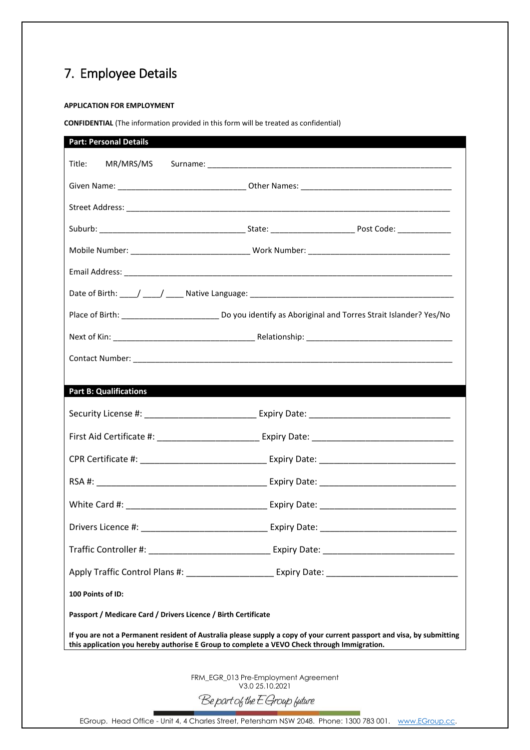# 7. Employee Details

**APPLICATION FOR EMPLOYMENT**

**CONFIDENTIAL** (The information provided in this form will be treated as confidential)

**Part: Personal Details**

Title: MR/MRS/MS Surname: ______________________________________________________

Given Name: _____________________________ Other Names: __________________________________

Street Address: __________________________________________________________________________

Suburb: _________________________________ State: ___________________ Post Code: ____________

Mobile Number: ___________________________ Work Number: ________________________________

Email Address: ___________________________________________________________________________

Date of Birth: ____/ ____/ ____ Native Language: ________________________________________________

Place of Birth: ______________________ Do you identify as Aboriginal and Torres Strait Islander? Yes/No

Next of Kin: ________________________________ Relationship: _________________________________

Contact Number: __________________________________________________________________________

**Part B: Qualifications**

Security License #: _________________________ Expiry Date: ______________________________

First Aid Certificate #: ______________________ Expiry Date: ______________________________

CPR Certificate #: ____________________________ Expiry Date: _____________________________

RSA #: ______________________________________ Expiry Date: _____________________________

White Card #: _______________________________ Expiry Date: _____________________________

Drivers Licence #: ____________________________ Expiry Date: _____________________________

Traffic Controller #: ___________________________ Expiry Date: ____________________________

Apply Traffic Control Plans #: __________________ Expiry Date: ____________________________

**100 Points of ID:**

**Passport / Medicare Card / Drivers Licence / Birth Certificate**

**If you are not a Permanent resident of Australia please supply a copy of your current passport and visa, by submitting this application you hereby authorise E Group to complete a VEVO Check through Immigration.**

FRM_EGR_013 Pre-Employment Agreement
V3.0 25.10.2021

*Be part of the E Group future*

EGroup. Head Office - Unit 4, 4 Charles Street, Petersham NSW 2048. Phone: 1300 783 001. www.EGroup.cc.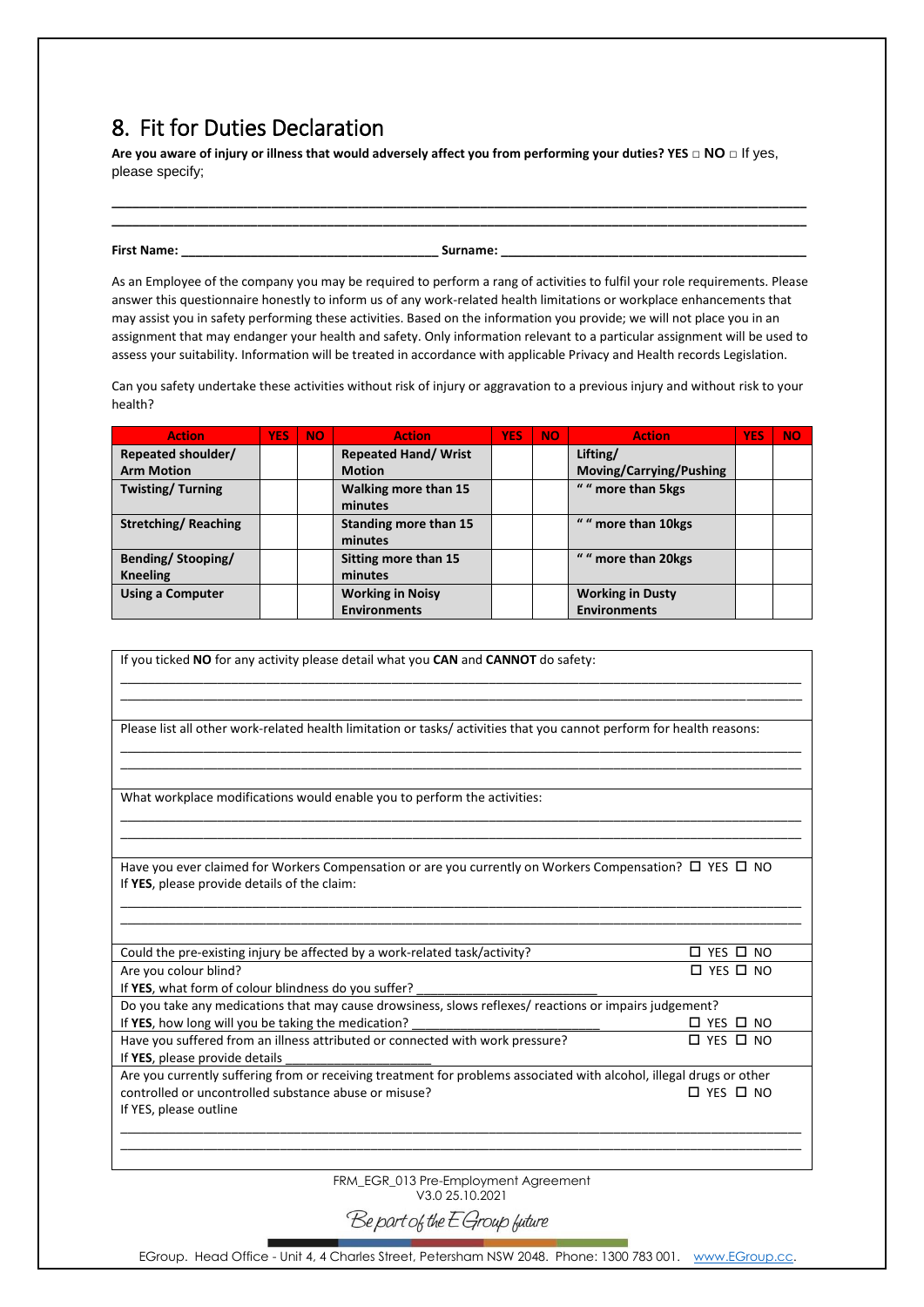## 8. Fit for Duties Declaration

**Are you aware of injury or illness that would adversely affect you from performing your duties? YES □ NO □** If yes, please specify;

\_\_\_\_\_\_\_\_\_\_\_\_\_\_\_\_\_\_\_\_\_\_\_\_\_\_\_\_\_\_\_\_\_\_\_\_\_\_\_\_\_\_\_\_\_\_\_\_\_\_\_\_\_\_\_\_\_\_\_\_\_\_\_\_\_\_\_\_\_\_\_\_\_\_\_\_\_\_

\_\_\_\_\_\_\_\_\_\_\_\_\_\_\_\_\_\_\_\_\_\_\_\_\_\_\_\_\_\_\_\_\_\_\_\_\_\_\_\_\_\_\_\_\_\_\_\_\_\_\_\_\_\_\_\_\_\_\_\_\_\_\_\_\_\_\_\_\_\_\_\_\_\_\_\_\_\_

**First Name:** \_\_\_\_\_\_\_\_\_\_\_\_\_\_\_\_\_\_\_\_\_\_\_\_\_\_\_\_\_\_\_\_\_\_\_\_ **Surname:** \_\_\_\_\_\_\_\_\_\_\_\_\_\_\_\_\_\_\_\_\_\_\_\_\_\_\_\_\_\_\_\_\_\_\_\_\_\_\_\_\_\_

As an Employee of the company you may be required to perform a rang of activities to fulfil your role requirements. Please answer this questionnaire honestly to inform us of any work-related health limitations or workplace enhancements that may assist you in safety performing these activities. Based on the information you provide; we will not place you in an assignment that may endanger your health and safety. Only information relevant to a particular assignment will be used to assess your suitability. Information will be treated in accordance with applicable Privacy and Health records Legislation.

Can you safety undertake these activities without risk of injury or aggravation to a previous injury and without risk to your health?

| Action | YES | NO | Action | YES | NO | Action | YES | NO |
|---|---|---|---|---|---|---|---|---|
| **Repeated shoulder/ Arm Motion** | | | **Repeated Hand/ Wrist Motion** | | | **Lifting/ Moving/Carrying/Pushing** | | |
| **Twisting/ Turning** | | | **Walking more than 15 minutes** | | | **" " more than 5kgs** | | |
| **Stretching/ Reaching** | | | **Standing more than 15 minutes** | | | **" " more than 10kgs** | | |
| **Bending/ Stooping/ Kneeling** | | | **Sitting more than 15 minutes** | | | **" " more than 20kgs** | | |
| **Using a Computer** | | | **Working in Noisy Environments** | | | **Working in Dusty Environments** | | |

If you ticked **NO** for any activity please detail what you **CAN** and **CANNOT** do safety:

\_\_\_\_\_\_\_\_\_\_\_\_\_\_\_\_\_\_\_\_\_\_\_\_\_\_\_\_\_\_\_\_\_\_\_\_\_\_\_\_\_\_\_\_\_\_\_\_\_\_\_\_\_\_\_\_\_\_\_\_\_\_\_\_\_\_\_\_\_\_\_\_\_\_\_\_\_\_

\_\_\_\_\_\_\_\_\_\_\_\_\_\_\_\_\_\_\_\_\_\_\_\_\_\_\_\_\_\_\_\_\_\_\_\_\_\_\_\_\_\_\_\_\_\_\_\_\_\_\_\_\_\_\_\_\_\_\_\_\_\_\_\_\_\_\_\_\_\_\_\_\_\_\_\_\_\_

Please list all other work-related health limitation or tasks/ activities that you cannot perform for health reasons:

\_\_\_\_\_\_\_\_\_\_\_\_\_\_\_\_\_\_\_\_\_\_\_\_\_\_\_\_\_\_\_\_\_\_\_\_\_\_\_\_\_\_\_\_\_\_\_\_\_\_\_\_\_\_\_\_\_\_\_\_\_\_\_\_\_\_\_\_\_\_\_\_\_\_\_\_\_\_

\_\_\_\_\_\_\_\_\_\_\_\_\_\_\_\_\_\_\_\_\_\_\_\_\_\_\_\_\_\_\_\_\_\_\_\_\_\_\_\_\_\_\_\_\_\_\_\_\_\_\_\_\_\_\_\_\_\_\_\_\_\_\_\_\_\_\_\_\_\_\_\_\_\_\_\_\_\_

What workplace modifications would enable you to perform the activities:

\_\_\_\_\_\_\_\_\_\_\_\_\_\_\_\_\_\_\_\_\_\_\_\_\_\_\_\_\_\_\_\_\_\_\_\_\_\_\_\_\_\_\_\_\_\_\_\_\_\_\_\_\_\_\_\_\_\_\_\_\_\_\_\_\_\_\_\_\_\_\_\_\_\_\_\_\_\_

\_\_\_\_\_\_\_\_\_\_\_\_\_\_\_\_\_\_\_\_\_\_\_\_\_\_\_\_\_\_\_\_\_\_\_\_\_\_\_\_\_\_\_\_\_\_\_\_\_\_\_\_\_\_\_\_\_\_\_\_\_\_\_\_\_\_\_\_\_\_\_\_\_\_\_\_\_\_

Have you ever claimed for Workers Compensation or are you currently on Workers Compensation? ☐ YES ☐ NO
If **YES**, please provide details of the claim:

\_\_\_\_\_\_\_\_\_\_\_\_\_\_\_\_\_\_\_\_\_\_\_\_\_\_\_\_\_\_\_\_\_\_\_\_\_\_\_\_\_\_\_\_\_\_\_\_\_\_\_\_\_\_\_\_\_\_\_\_\_\_\_\_\_\_\_\_\_\_\_\_\_\_\_\_\_\_

\_\_\_\_\_\_\_\_\_\_\_\_\_\_\_\_\_\_\_\_\_\_\_\_\_\_\_\_\_\_\_\_\_\_\_\_\_\_\_\_\_\_\_\_\_\_\_\_\_\_\_\_\_\_\_\_\_\_\_\_\_\_\_\_\_\_\_\_\_\_\_\_\_\_\_\_\_\_

Could the pre-existing injury be affected by a work-related task/activity? ☐ YES ☐ NO

Are you colour blind? ☐ YES ☐ NO
If **YES**, what form of colour blindness do you suffer? \_\_\_\_\_\_\_\_\_\_\_\_\_\_\_\_\_\_\_\_\_\_\_\_\_\_

Do you take any medications that may cause drowsiness, slows reflexes/ reactions or impairs judgement?
If **YES**, how long will you be taking the medication? \_\_\_\_\_\_\_\_\_\_\_\_\_\_\_\_\_\_\_\_\_\_\_\_\_\_ ☐ YES ☐ NO

Have you suffered from an illness attributed or connected with work pressure? ☐ YES ☐ NO
If **YES**, please provide details \_\_\_\_\_\_\_\_\_\_\_\_\_\_\_\_\_\_\_\_\_\_

Are you currently suffering from or receiving treatment for problems associated with alcohol, illegal drugs or other controlled or uncontrolled substance abuse or misuse? ☐ YES ☐ NO
If YES, please outline

\_\_\_\_\_\_\_\_\_\_\_\_\_\_\_\_\_\_\_\_\_\_\_\_\_\_\_\_\_\_\_\_\_\_\_\_\_\_\_\_\_\_\_\_\_\_\_\_\_\_\_\_\_\_\_\_\_\_\_\_\_\_\_\_\_\_\_\_\_\_\_\_\_\_\_\_\_\_

\_\_\_\_\_\_\_\_\_\_\_\_\_\_\_\_\_\_\_\_\_\_\_\_\_\_\_\_\_\_\_\_\_\_\_\_\_\_\_\_\_\_\_\_\_\_\_\_\_\_\_\_\_\_\_\_\_\_\_\_\_\_\_\_\_\_\_\_\_\_\_\_\_\_\_\_\_\_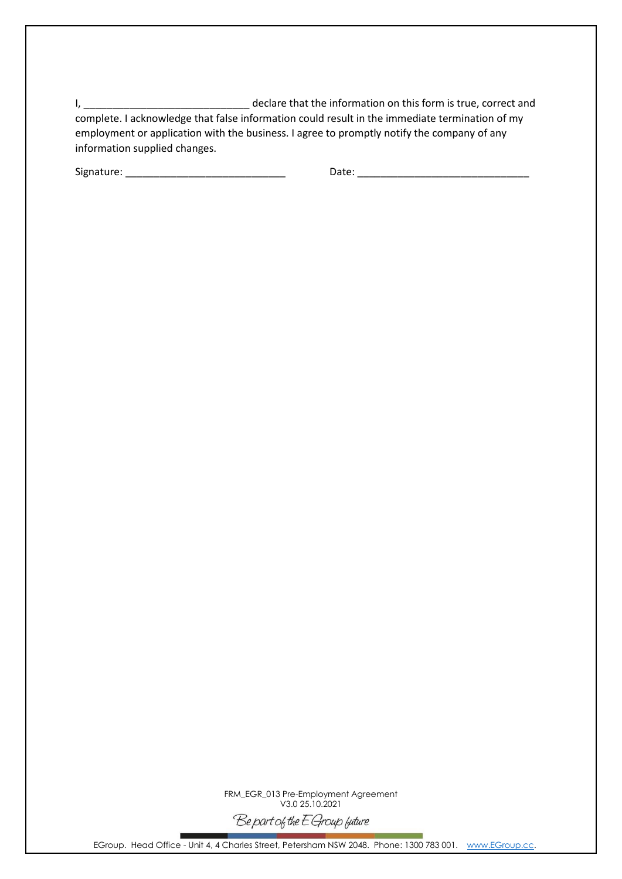I, ______________________________ declare that the information on this form is true, correct and complete. I acknowledge that false information could result in the immediate termination of my employment or application with the business. I agree to promptly notify the company of any information supplied changes.

Signature: _____________________________ Date: _______________________________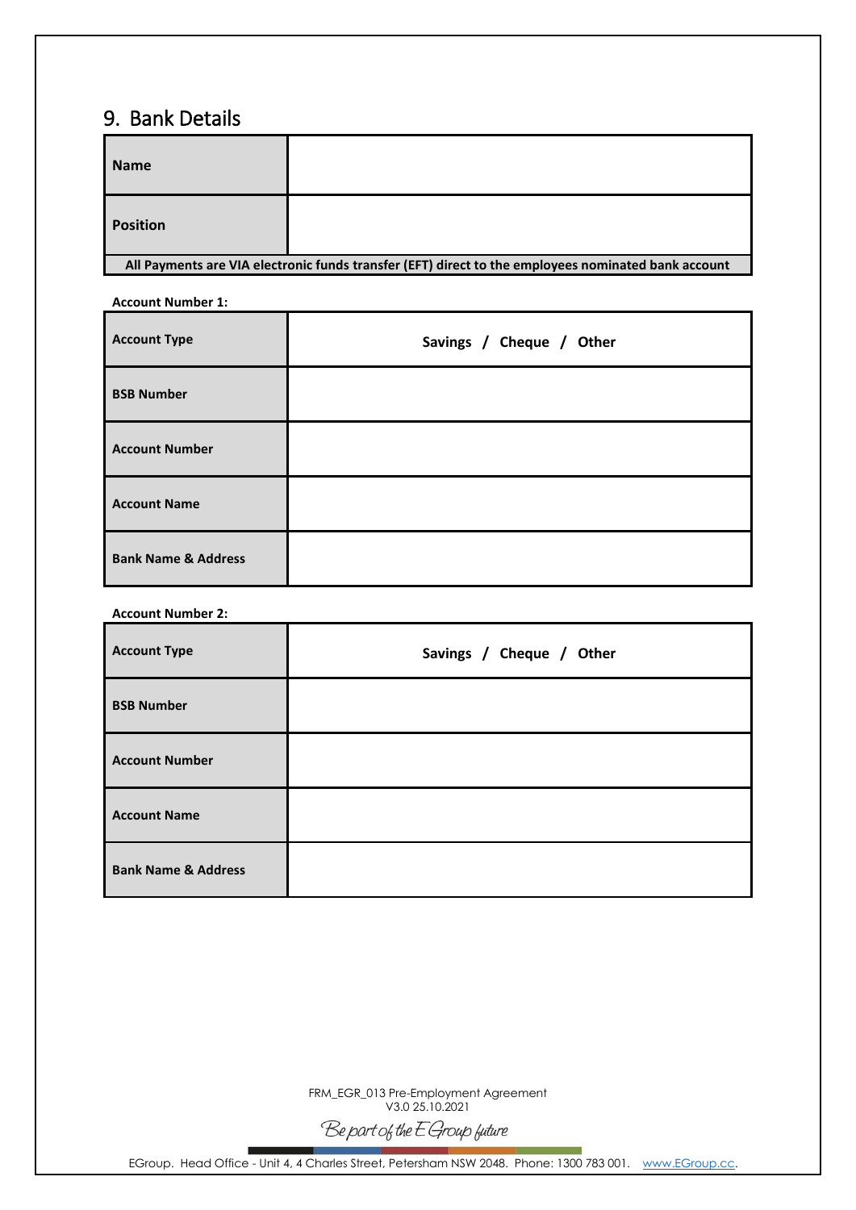## 9. Bank Details

| Name | |
|---|---|
| Position | |
| All Payments are VIA electronic funds transfer (EFT) direct to the employees nominated bank account | |

**Account Number 1:**

| Account Type | Savings / Cheque / Other |
|---|---|
| BSB Number | |
| Account Number | |
| Account Name | |
| Bank Name & Address | |

**Account Number 2:**

| Account Type | Savings / Cheque / Other |
|---|---|
| BSB Number | |
| Account Number | |
| Account Name | |
| Bank Name & Address | |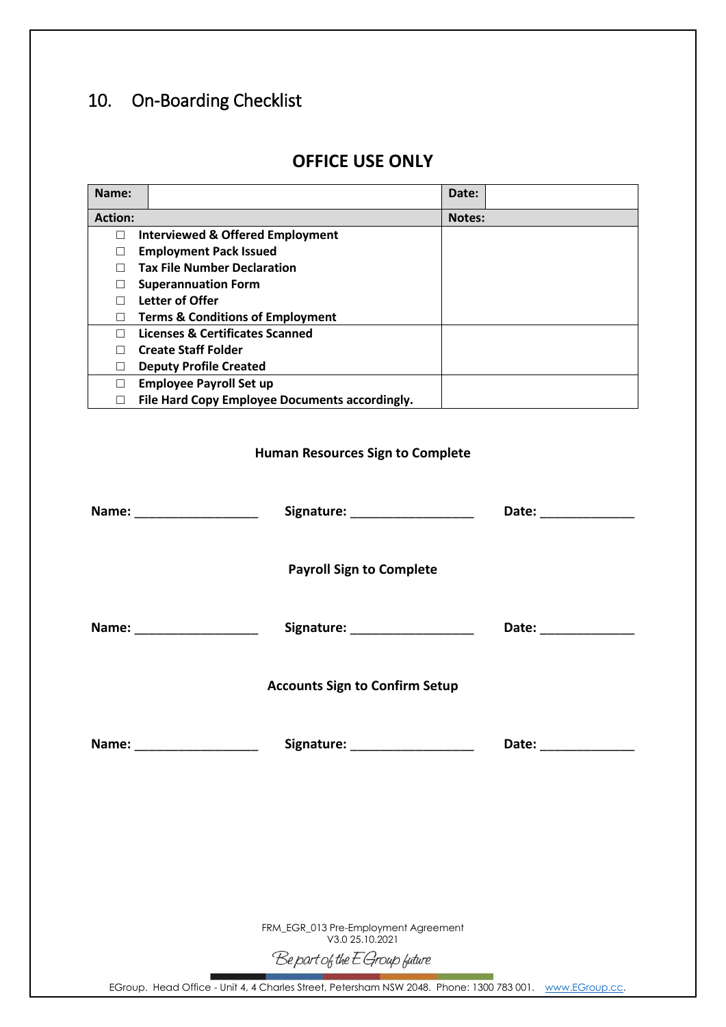## 10. On-Boarding Checklist

### OFFICE USE ONLY

| Name: | | Date: | |
|---|---|---|---|
| **Action:** | | **Notes:** | |
| ☐ **Interviewed & Offered Employment**<br>☐ **Employment Pack Issued**<br>☐ **Tax File Number Declaration**<br>☐ **Superannuation Form**<br>☐ **Letter of Offer**<br>☐ **Terms & Conditions of Employment** | | | |
| ☐ **Licenses & Certificates Scanned**<br>☐ **Create Staff Folder**<br>☐ **Deputy Profile Created** | | | |
| ☐ **Employee Payroll Set up**<br>☐ **File Hard Copy Employee Documents accordingly.** | | | |

**Human Resources Sign to Complete**

**Name:** __________________ **Signature:** __________________ **Date:** ______________

**Payroll Sign to Complete**

**Name:** __________________ **Signature:** __________________ **Date:** ______________

**Accounts Sign to Confirm Setup**

**Name:** __________________ **Signature:** __________________ **Date:** ______________

FRM_EGR_013 Pre-Employment Agreement
V3.0 25.10.2021

*Be part of the EGroup future*

EGroup. Head Office - Unit 4, 4 Charles Street, Petersham NSW 2048. Phone: 1300 783 001. www.EGroup.cc.